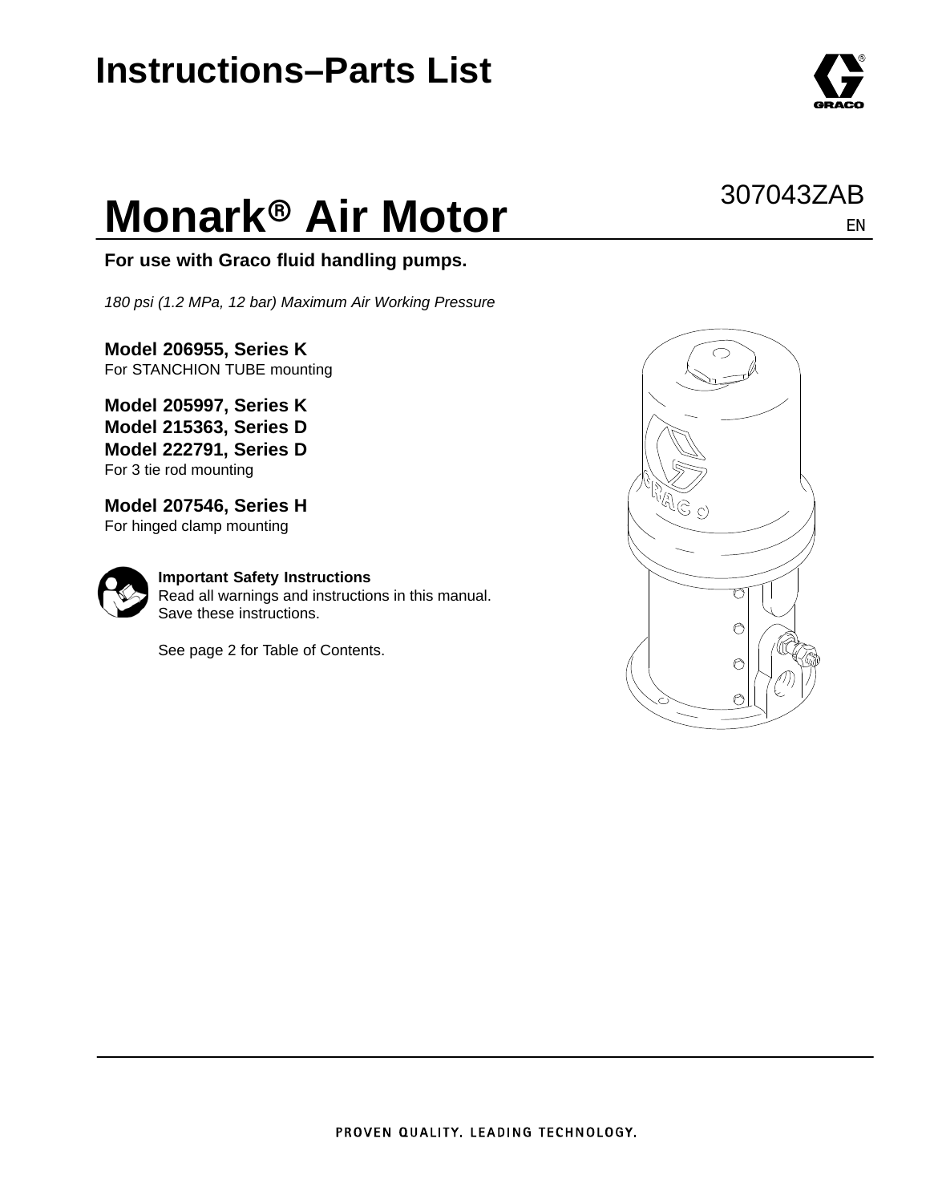# Instructions–Parts List

307043ZAB

EN

# Monark® Air Motor

**For use with Graco fluid handling pumps.**

*180 psi (1.2 MPa, 12 bar) Maximum Air Working Pressure*

**Model 206955, Series K**
For STANCHION TUBE mounting

**Model 205997, Series K**
**Model 215363, Series D**
**Model 222791, Series D**
For 3 tie rod mounting

**Model 207546, Series H**
For hinged clamp mounting

**Important Safety Instructions**
Read all warnings and instructions in this manual. Save these instructions.

See page 2 for Table of Contents.

PROVEN QUALITY. LEADING TECHNOLOGY.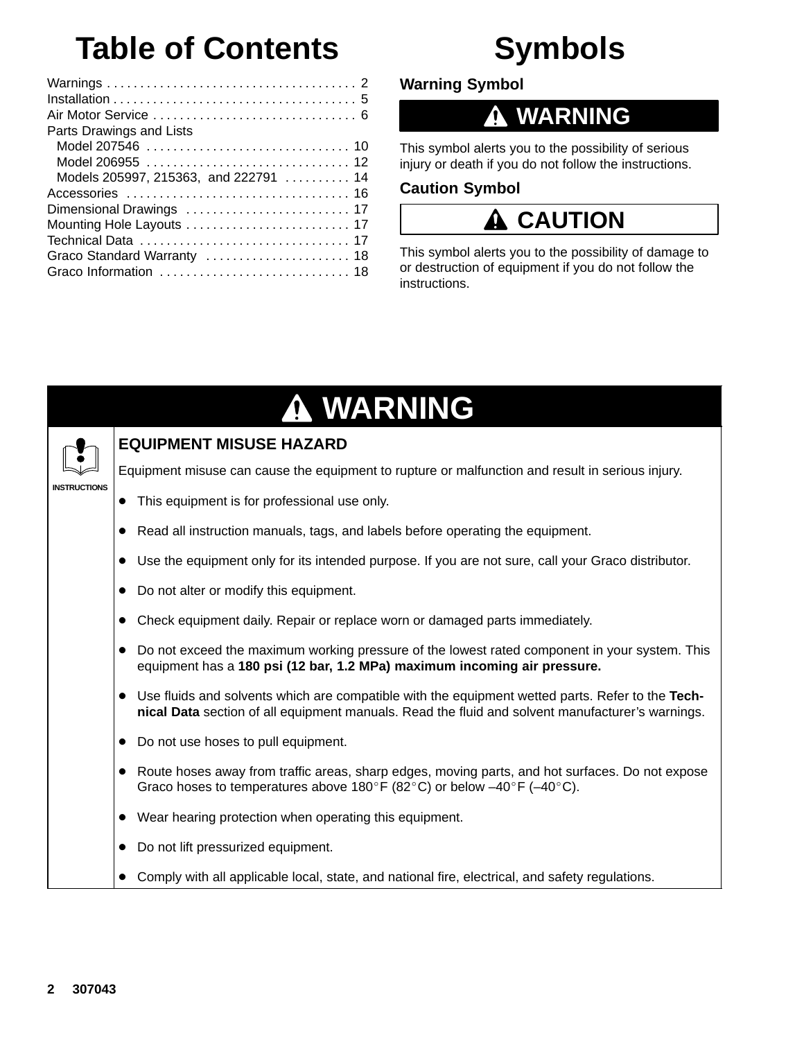# Table of Contents

Warnings . . . . . . . . . . . . . . . . . . . . . . . . . . . . . . . . . . . . . 2
Installation . . . . . . . . . . . . . . . . . . . . . . . . . . . . . . . . . . . . 5
Air Motor Service . . . . . . . . . . . . . . . . . . . . . . . . . . . . . . 6
Parts Drawings and Lists
  Model 207546 . . . . . . . . . . . . . . . . . . . . . . . . . . . . . . 10
  Model 206955 . . . . . . . . . . . . . . . . . . . . . . . . . . . . . . 12
  Models 205997, 215363, and 222791 . . . . . . . . . 14
Accessories . . . . . . . . . . . . . . . . . . . . . . . . . . . . . . . . . 16
Dimensional Drawings . . . . . . . . . . . . . . . . . . . . . . . . 17
Mounting Hole Layouts . . . . . . . . . . . . . . . . . . . . . . . . 17
Technical Data . . . . . . . . . . . . . . . . . . . . . . . . . . . . . . . 17
Graco Standard Warranty . . . . . . . . . . . . . . . . . . . . . 18
Graco Information . . . . . . . . . . . . . . . . . . . . . . . . . . . . 18

# Symbols

## Warning Symbol

**WARNING**

This symbol alerts you to the possibility of serious injury or death if you do not follow the instructions.

## Caution Symbol

**CAUTION**

This symbol alerts you to the possibility of damage to or destruction of equipment if you do not follow the instructions.

# WARNING

INSTRUCTIONS

### EQUIPMENT MISUSE HAZARD

Equipment misuse can cause the equipment to rupture or malfunction and result in serious injury.

- This equipment is for professional use only.
- Read all instruction manuals, tags, and labels before operating the equipment.
- Use the equipment only for its intended purpose. If you are not sure, call your Graco distributor.
- Do not alter or modify this equipment.
- Check equipment daily. Repair or replace worn or damaged parts immediately.
- Do not exceed the maximum working pressure of the lowest rated component in your system. This equipment has a **180 psi (12 bar, 1.2 MPa) maximum incoming air pressure.**
- Use fluids and solvents which are compatible with the equipment wetted parts. Refer to the **Technical Data** section of all equipment manuals. Read the fluid and solvent manufacturer's warnings.
- Do not use hoses to pull equipment.
- Route hoses away from traffic areas, sharp edges, moving parts, and hot surfaces. Do not expose Graco hoses to temperatures above 180°F (82°C) or below –40°F (–40°C).
- Wear hearing protection when operating this equipment.
- Do not lift pressurized equipment.
- Comply with all applicable local, state, and national fire, electrical, and safety regulations.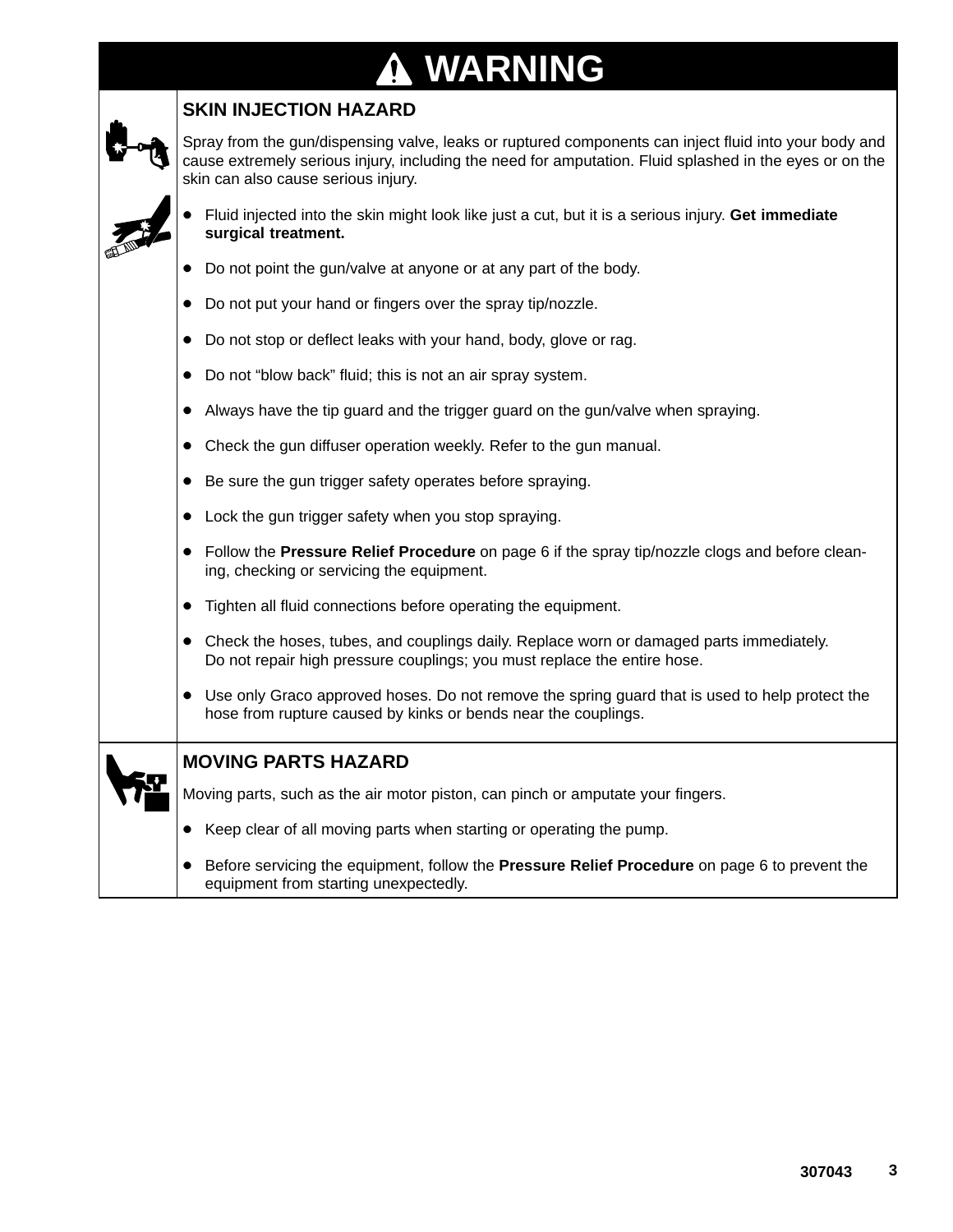# ⚠ WARNING

## SKIN INJECTION HAZARD

Spray from the gun/dispensing valve, leaks or ruptured components can inject fluid into your body and cause extremely serious injury, including the need for amputation. Fluid splashed in the eyes or on the skin can also cause serious injury.

- Fluid injected into the skin might look like just a cut, but it is a serious injury. **Get immediate surgical treatment.**
- Do not point the gun/valve at anyone or at any part of the body.
- Do not put your hand or fingers over the spray tip/nozzle.
- Do not stop or deflect leaks with your hand, body, glove or rag.
- Do not "blow back" fluid; this is not an air spray system.
- Always have the tip guard and the trigger guard on the gun/valve when spraying.
- Check the gun diffuser operation weekly. Refer to the gun manual.
- Be sure the gun trigger safety operates before spraying.
- Lock the gun trigger safety when you stop spraying.
- Follow the **Pressure Relief Procedure** on page 6 if the spray tip/nozzle clogs and before cleaning, checking or servicing the equipment.
- Tighten all fluid connections before operating the equipment.
- Check the hoses, tubes, and couplings daily. Replace worn or damaged parts immediately. Do not repair high pressure couplings; you must replace the entire hose.
- Use only Graco approved hoses. Do not remove the spring guard that is used to help protect the hose from rupture caused by kinks or bends near the couplings.

## MOVING PARTS HAZARD

Moving parts, such as the air motor piston, can pinch or amputate your fingers.

- Keep clear of all moving parts when starting or operating the pump.
- Before servicing the equipment, follow the **Pressure Relief Procedure** on page 6 to prevent the equipment from starting unexpectedly.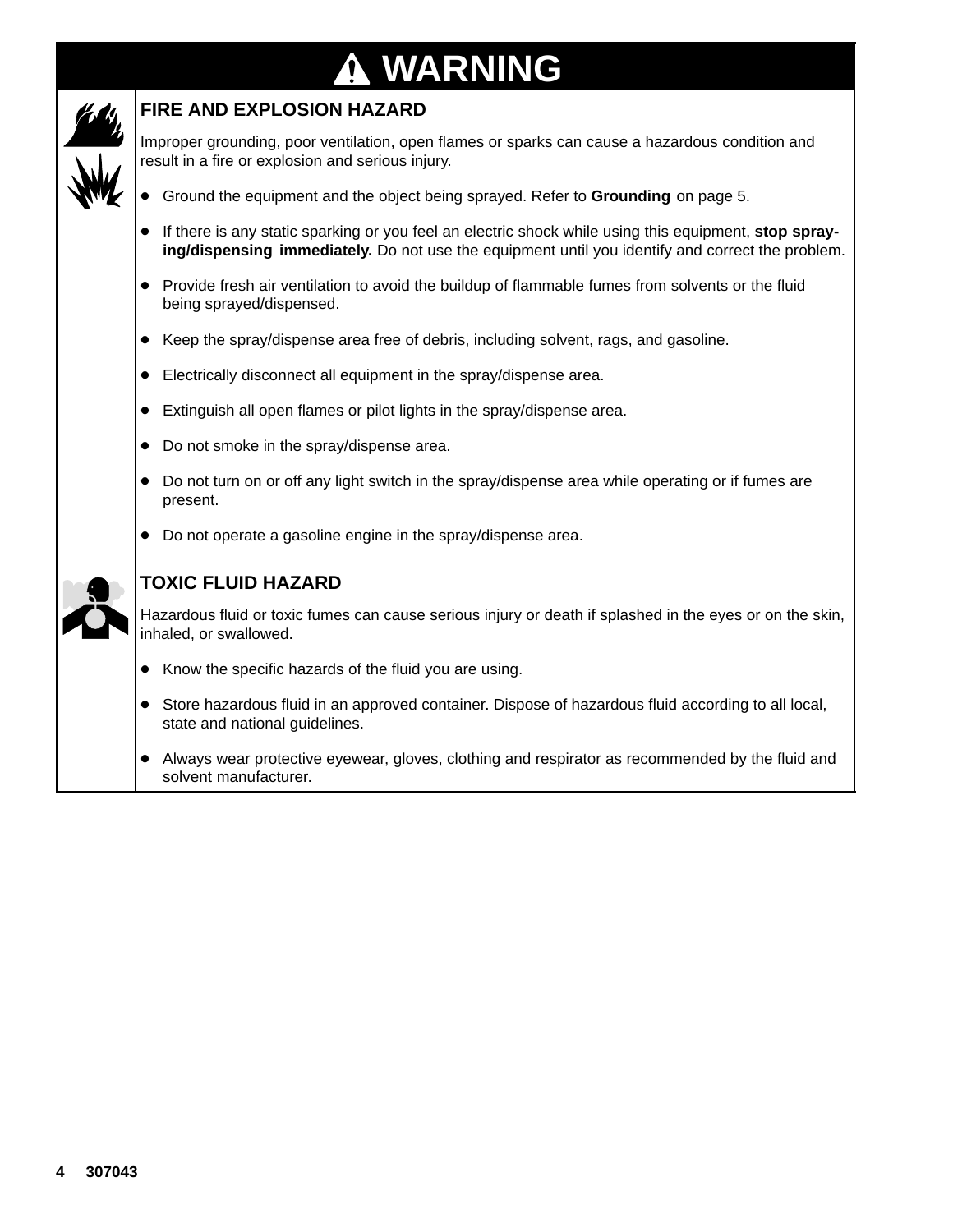# ⚠ WARNING

## FIRE AND EXPLOSION HAZARD

Improper grounding, poor ventilation, open flames or sparks can cause a hazardous condition and result in a fire or explosion and serious injury.

- Ground the equipment and the object being sprayed. Refer to **Grounding** on page 5.
- If there is any static sparking or you feel an electric shock while using this equipment, **stop spraying/dispensing immediately.** Do not use the equipment until you identify and correct the problem.
- Provide fresh air ventilation to avoid the buildup of flammable fumes from solvents or the fluid being sprayed/dispensed.
- Keep the spray/dispense area free of debris, including solvent, rags, and gasoline.
- Electrically disconnect all equipment in the spray/dispense area.
- Extinguish all open flames or pilot lights in the spray/dispense area.
- Do not smoke in the spray/dispense area.
- Do not turn on or off any light switch in the spray/dispense area while operating or if fumes are present.
- Do not operate a gasoline engine in the spray/dispense area.

## TOXIC FLUID HAZARD

Hazardous fluid or toxic fumes can cause serious injury or death if splashed in the eyes or on the skin, inhaled, or swallowed.

- Know the specific hazards of the fluid you are using.
- Store hazardous fluid in an approved container. Dispose of hazardous fluid according to all local, state and national guidelines.
- Always wear protective eyewear, gloves, clothing and respirator as recommended by the fluid and solvent manufacturer.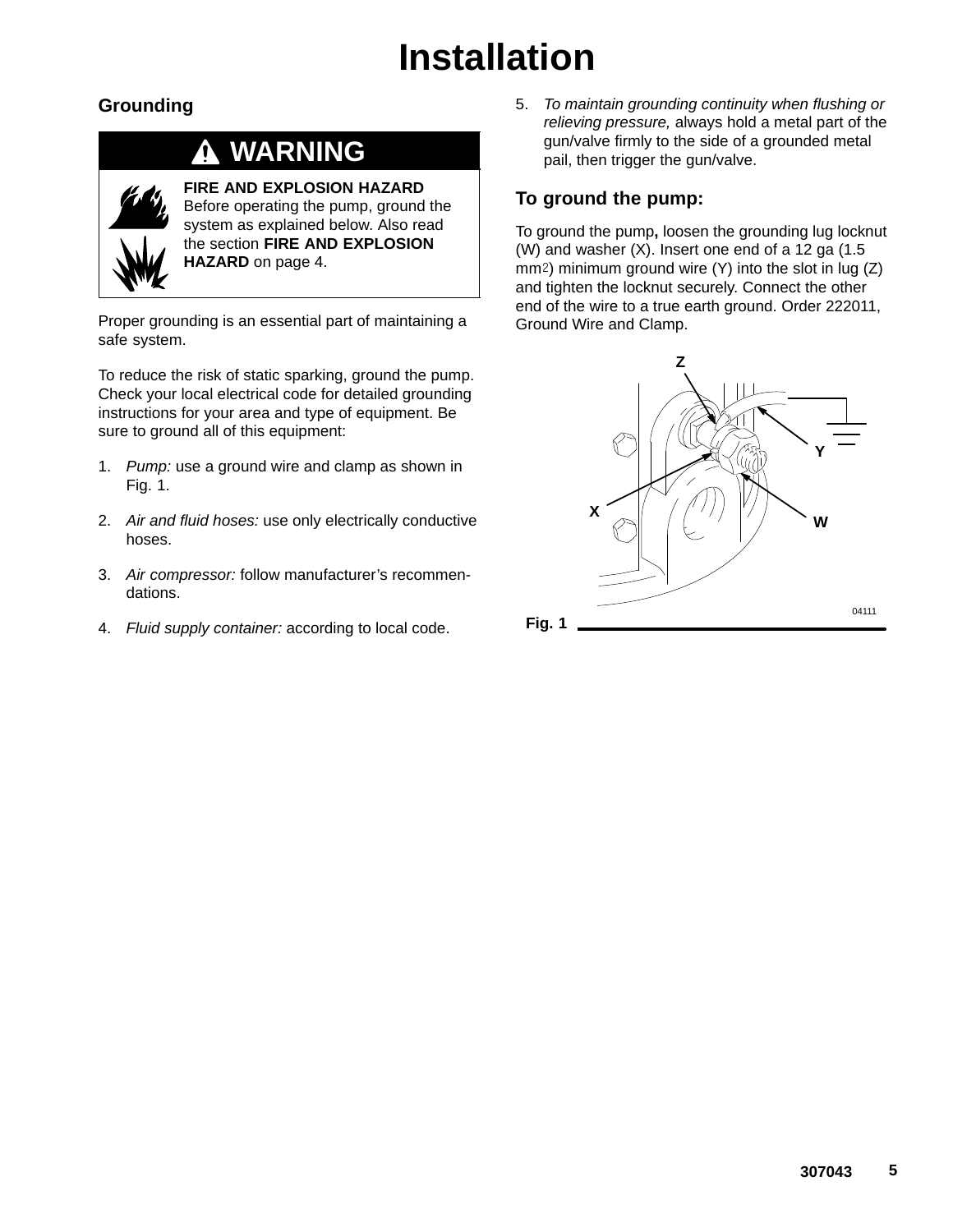// Installation

## Grounding

**⚠ WARNING**

**FIRE AND EXPLOSION HAZARD**
Before operating the pump, ground the system as explained below. Also read the section **FIRE AND EXPLOSION HAZARD** on page 4.

Proper grounding is an essential part of maintaining a safe system.

To reduce the risk of static sparking, ground the pump. Check your local electrical code for detailed grounding instructions for your area and type of equipment. Be sure to ground all of this equipment:

1. *Pump:* use a ground wire and clamp as shown in Fig. 1.
2. *Air and fluid hoses:* use only electrically conductive hoses.
3. *Air compressor:* follow manufacturer's recommendations.
4. *Fluid supply container:* according to local code.
5. *To maintain grounding continuity when flushing or relieving pressure,* always hold a metal part of the gun/valve firmly to the side of a grounded metal pail, then trigger the gun/valve.

### To ground the pump:

To ground the pump**,** loosen the grounding lug locknut (W) and washer (X). Insert one end of a 12 ga (1.5 $mm^2$) minimum ground wire (Y) into the slot in lug (Z) and tighten the locknut securely. Connect the other end of the wire to a true earth ground. Order 222011, Ground Wire and Clamp.

Z
Y
X
W
04111

**Fig. 1**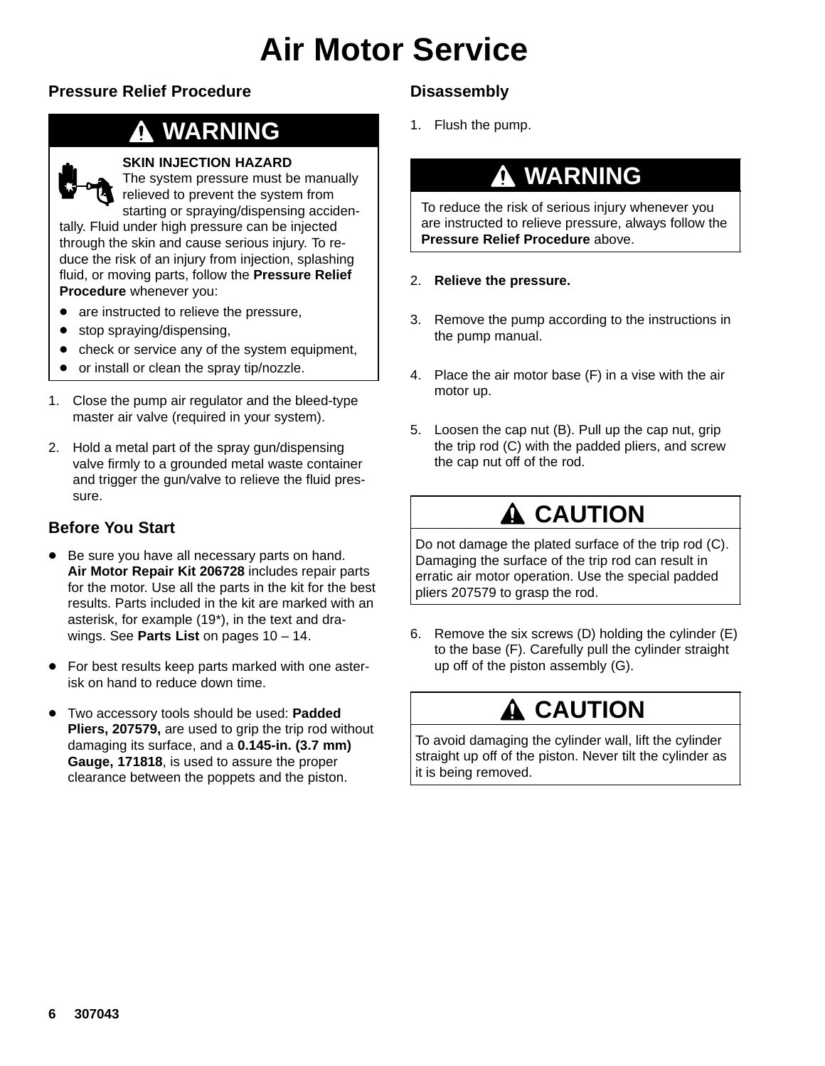# Air Motor Service

## Pressure Relief Procedure

### WARNING

**SKIN INJECTION HAZARD**
The system pressure must be manually relieved to prevent the system from starting or spraying/dispensing accidentally. Fluid under high pressure can be injected through the skin and cause serious injury. To reduce the risk of an injury from injection, splashing fluid, or moving parts, follow the **Pressure Relief Procedure** whenever you:

- are instructed to relieve the pressure,
- stop spraying/dispensing,
- check or service any of the system equipment,
- or install or clean the spray tip/nozzle.

1. Close the pump air regulator and the bleed-type master air valve (required in your system).
2. Hold a metal part of the spray gun/dispensing valve firmly to a grounded metal waste container and trigger the gun/valve to relieve the fluid pressure.

## Before You Start

- Be sure you have all necessary parts on hand. **Air Motor Repair Kit 206728** includes repair parts for the motor. Use all the parts in the kit for the best results. Parts included in the kit are marked with an asterisk, for example (19*), in the text and drawings. See **Parts List** on pages 10 – 14.
- For best results keep parts marked with one asterisk on hand to reduce down time.
- Two accessory tools should be used: **Padded Pliers, 207579,** are used to grip the trip rod without damaging its surface, and a **0.145-in. (3.7 mm) Gauge, 171818**, is used to assure the proper clearance between the poppets and the piston.

## Disassembly

1. Flush the pump.

### WARNING

To reduce the risk of serious injury whenever you are instructed to relieve pressure, always follow the **Pressure Relief Procedure** above.

2. **Relieve the pressure.**
3. Remove the pump according to the instructions in the pump manual.
4. Place the air motor base (F) in a vise with the air motor up.
5. Loosen the cap nut (B). Pull up the cap nut, grip the trip rod (C) with the padded pliers, and screw the cap nut off of the rod.

### CAUTION

Do not damage the plated surface of the trip rod (C). Damaging the surface of the trip rod can result in erratic air motor operation. Use the special padded pliers 207579 to grasp the rod.

6. Remove the six screws (D) holding the cylinder (E) to the base (F). Carefully pull the cylinder straight up off of the piston assembly (G).

### CAUTION

To avoid damaging the cylinder wall, lift the cylinder straight up off of the piston. Never tilt the cylinder as it is being removed.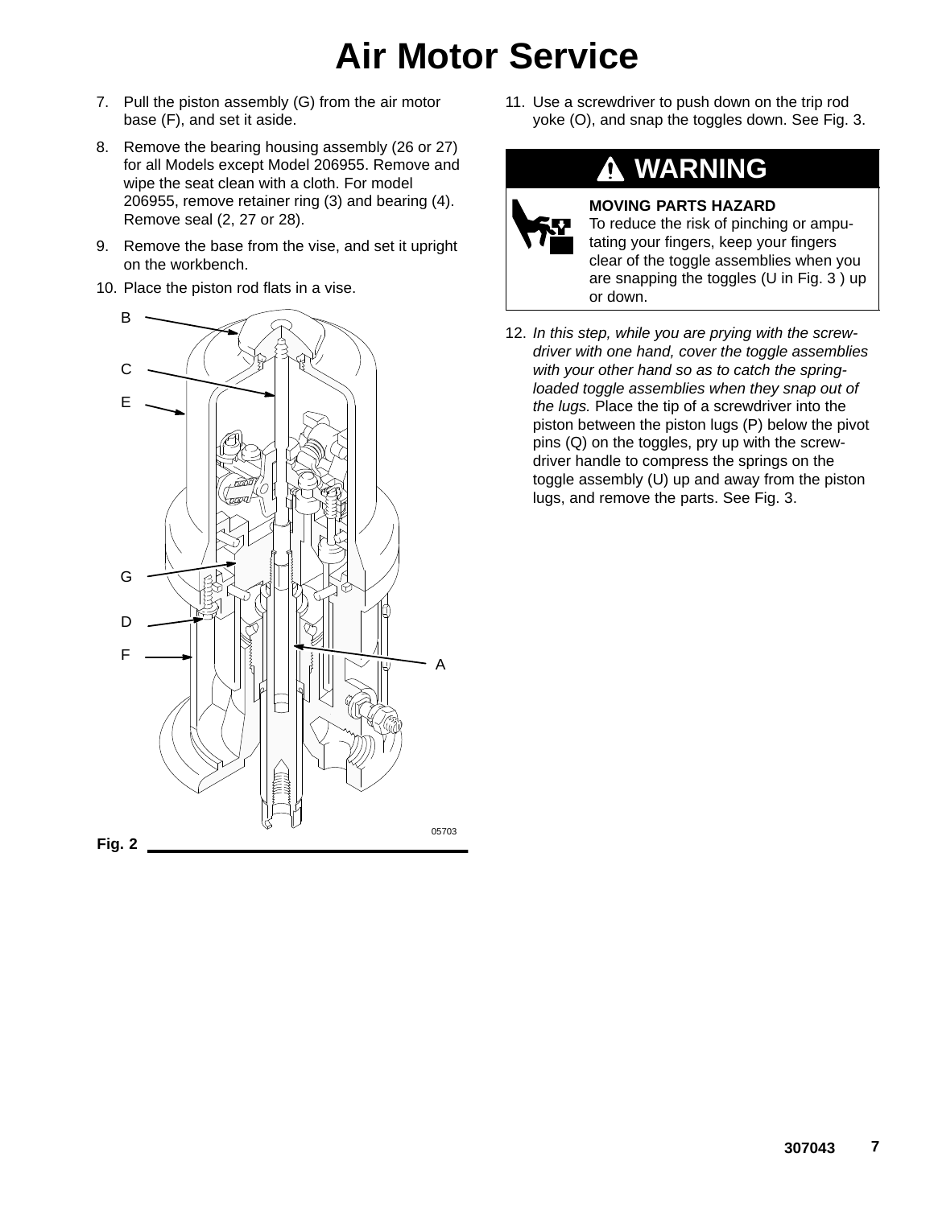# Air Motor Service

7. Pull the piston assembly (G) from the air motor base (F), and set it aside.
8. Remove the bearing housing assembly (26 or 27) for all Models except Model 206955. Remove and wipe the seat clean with a cloth. For model 206955, remove retainer ring (3) and bearing (4). Remove seal (2, 27 or 28).
9. Remove the base from the vise, and set it upright on the workbench.
10. Place the piston rod flats in a vise.

B

C

E

G

D

F

A

05703

Fig. 2

11. Use a screwdriver to push down on the trip rod yoke (O), and snap the toggles down. See Fig. 3.

## WARNING

**MOVING PARTS HAZARD**
To reduce the risk of pinching or amputating your fingers, keep your fingers clear of the toggle assemblies when you are snapping the toggles (U in Fig. 3 ) up or down.

12. *In this step, while you are prying with the screwdriver with one hand, cover the toggle assemblies with your other hand so as to catch the spring-loaded toggle assemblies when they snap out of the lugs.* Place the tip of a screwdriver into the piston between the piston lugs (P) below the pivot pins (Q) on the toggles, pry up with the screwdriver handle to compress the springs on the toggle assembly (U) up and away from the piston lugs, and remove the parts. See Fig. 3.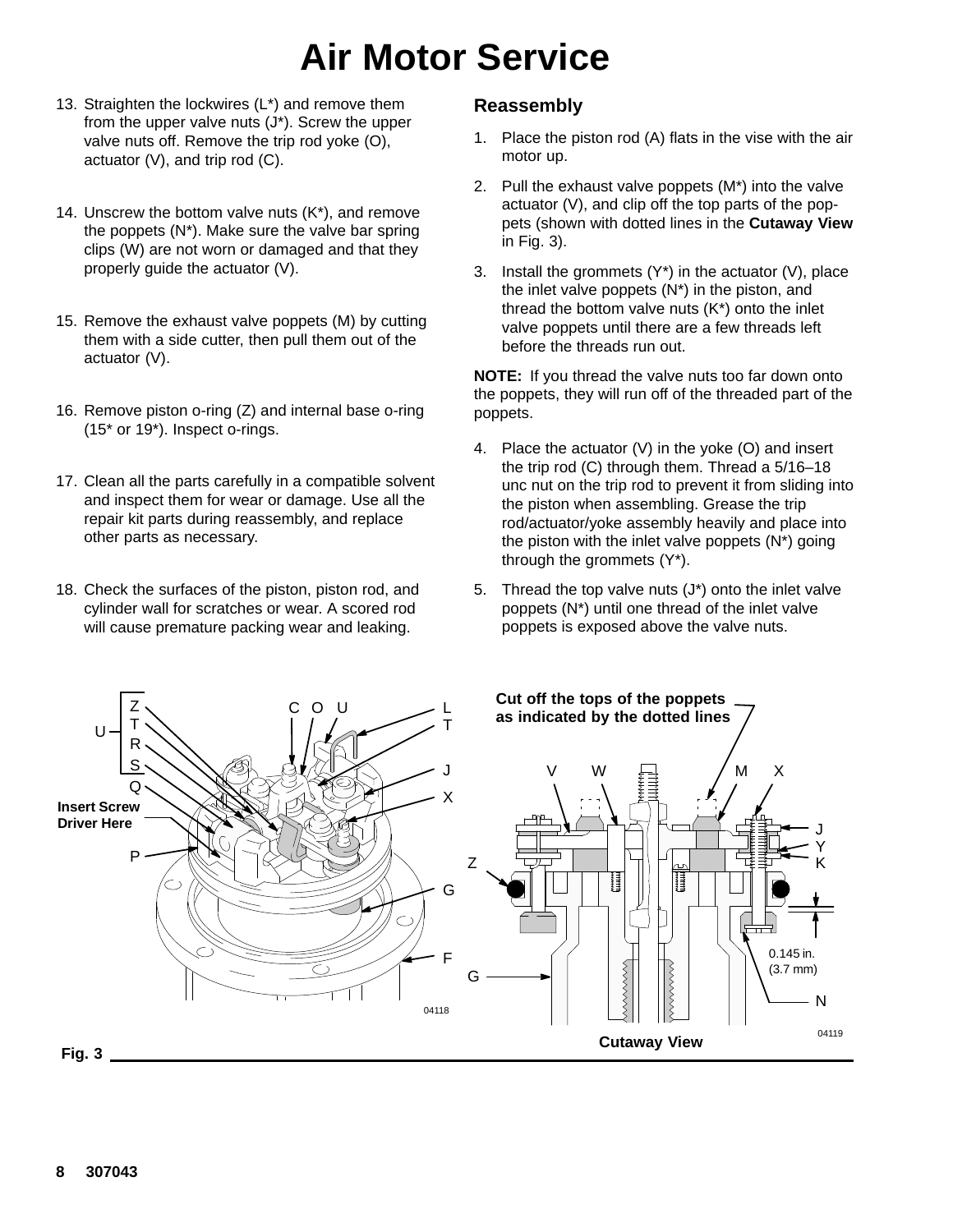# Air Motor Service

13. Straighten the lockwires (L*) and remove them from the upper valve nuts (J*). Screw the upper valve nuts off. Remove the trip rod yoke (O), actuator (V), and trip rod (C).

14. Unscrew the bottom valve nuts (K*), and remove the poppets (N*). Make sure the valve bar spring clips (W) are not worn or damaged and that they properly guide the actuator (V).

15. Remove the exhaust valve poppets (M) by cutting them with a side cutter, then pull them out of the actuator (V).

16. Remove piston o-ring (Z) and internal base o-ring (15* or 19*). Inspect o-rings.

17. Clean all the parts carefully in a compatible solvent and inspect them for wear or damage. Use all the repair kit parts during reassembly, and replace other parts as necessary.

18. Check the surfaces of the piston, piston rod, and cylinder wall for scratches or wear. A scored rod will cause premature packing wear and leaking.

### Reassembly

1. Place the piston rod (A) flats in the vise with the air motor up.

2. Pull the exhaust valve poppets (M*) into the valve actuator (V), and clip off the top parts of the poppets (shown with dotted lines in the **Cutaway View** in Fig. 3).

3. Install the grommets (Y*) in the actuator (V), place the inlet valve poppets (N*) in the piston, and thread the bottom valve nuts (K*) onto the inlet valve poppets until there are a few threads left before the threads run out.

**NOTE:** If you thread the valve nuts too far down onto the poppets, they will run off of the threaded part of the poppets.

4. Place the actuator (V) in the yoke (O) and insert the trip rod (C) through them. Thread a 5/16–18 unc nut on the trip rod to prevent it from sliding into the piston when assembling. Grease the trip rod/actuator/yoke assembly heavily and place into the piston with the inlet valve poppets (N*) going through the grommets (Y*).

5. Thread the top valve nuts (J*) onto the inlet valve poppets (N*) until one thread of the inlet valve poppets is exposed above the valve nuts.

U
Z
T
R
S
Q
Insert Screw Driver Here
P
C O U
L
T
J
X
G
F
04118

Cut off the tops of the poppets as indicated by the dotted lines
V W M X
J
Y
K
Z
G
0.145 in. (3.7 mm)
N
04119
Cutaway View

Fig. 3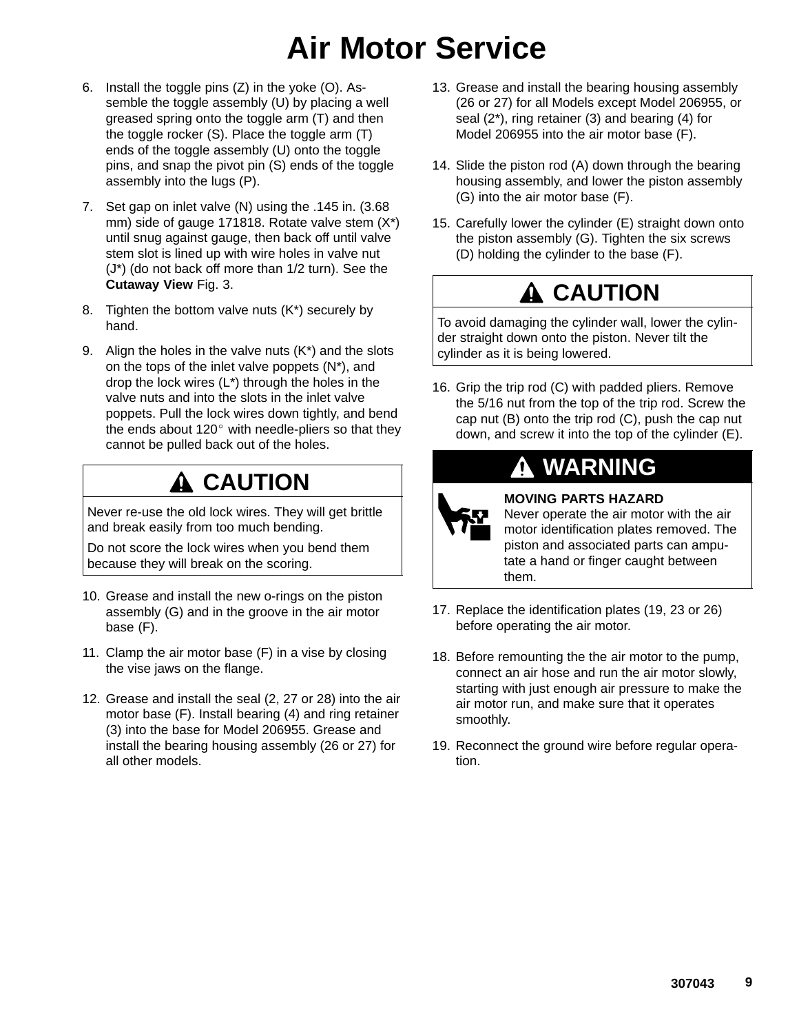# Air Motor Service

6. Install the toggle pins (Z) in the yoke (O). Assemble the toggle assembly (U) by placing a well greased spring onto the toggle arm (T) and then the toggle rocker (S). Place the toggle arm (T) ends of the toggle assembly (U) onto the toggle pins, and snap the pivot pin (S) ends of the toggle assembly into the lugs (P).

7. Set gap on inlet valve (N) using the .145 in. (3.68 mm) side of gauge 171818. Rotate valve stem (X*) until snug against gauge, then back off until valve stem slot is lined up with wire holes in valve nut (J*) (do not back off more than 1/2 turn). See the **Cutaway View** Fig. 3.

8. Tighten the bottom valve nuts (K*) securely by hand.

9. Align the holes in the valve nuts (K*) and the slots on the tops of the inlet valve poppets (N*), and drop the lock wires (L*) through the holes in the valve nuts and into the slots in the inlet valve poppets. Pull the lock wires down tightly, and bend the ends about 120° with needle-pliers so that they cannot be pulled back out of the holes.

## CAUTION

Never re-use the old lock wires. They will get brittle and break easily from too much bending.

Do not score the lock wires when you bend them because they will break on the scoring.

10. Grease and install the new o-rings on the piston assembly (G) and in the groove in the air motor base (F).

11. Clamp the air motor base (F) in a vise by closing the vise jaws on the flange.

12. Grease and install the seal (2, 27 or 28) into the air motor base (F). Install bearing (4) and ring retainer (3) into the base for Model 206955. Grease and install the bearing housing assembly (26 or 27) for all other models.

13. Grease and install the bearing housing assembly (26 or 27) for all Models except Model 206955, or seal (2*), ring retainer (3) and bearing (4) for Model 206955 into the air motor base (F).

14. Slide the piston rod (A) down through the bearing housing assembly, and lower the piston assembly (G) into the air motor base (F).

15. Carefully lower the cylinder (E) straight down onto the piston assembly (G). Tighten the six screws (D) holding the cylinder to the base (F).

## CAUTION

To avoid damaging the cylinder wall, lower the cylinder straight down onto the piston. Never tilt the cylinder as it is being lowered.

16. Grip the trip rod (C) with padded pliers. Remove the 5/16 nut from the top of the trip rod. Screw the cap nut (B) onto the trip rod (C), push the cap nut down, and screw it into the top of the cylinder (E).

## WARNING

**MOVING PARTS HAZARD**
Never operate the air motor with the air motor identification plates removed. The piston and associated parts can amputate a hand or finger caught between them.

17. Replace the identification plates (19, 23 or 26) before operating the air motor.

18. Before remounting the the air motor to the pump, connect an air hose and run the air motor slowly, starting with just enough air pressure to make the air motor run, and make sure that it operates smoothly.

19. Reconnect the ground wire before regular operation.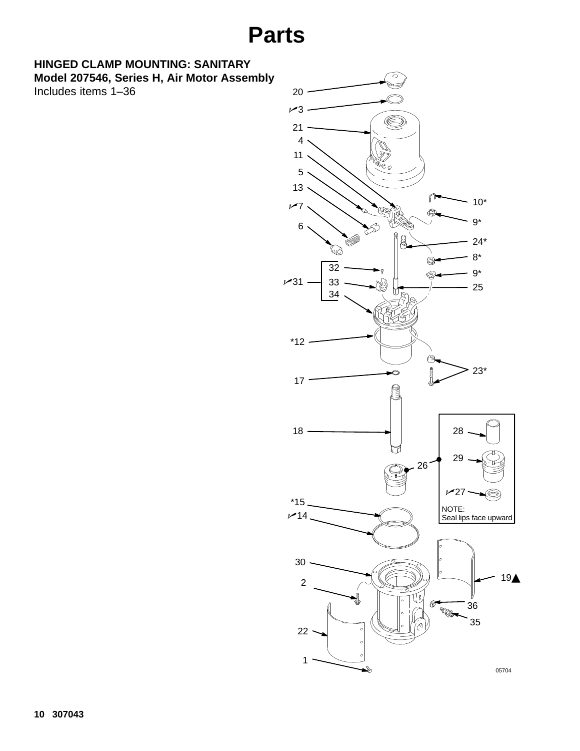# Parts

**HINGED CLAMP MOUNTING: SANITARY**
**Model 207546, Series H, Air Motor Assembly**
Includes items 1–36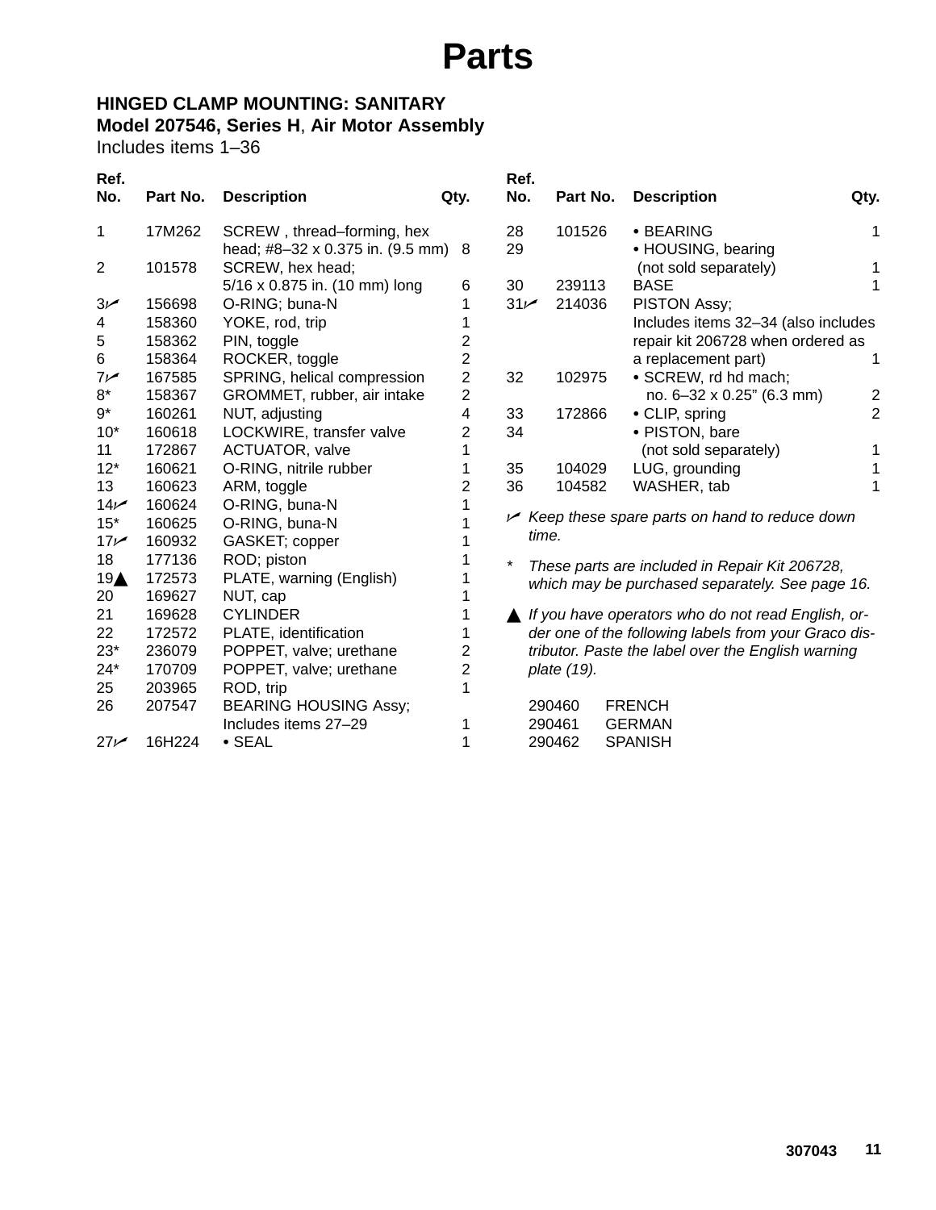# Parts

**HINGED CLAMP MOUNTING: SANITARY**
**Model 207546, Series H, Air Motor Assembly**
Includes items 1–36

| Ref. No. | Part No. | Description | Qty. |
|---|---|---|---|
| 1 | 17M262 | SCREW , thread–forming, hex head; #8–32 x 0.375 in. (9.5 mm) | 8 |
| 2 | 101578 | SCREW, hex head; 5/16 x 0.875 in. (10 mm) long | 6 |
| 3✓ | 156698 | O-RING; buna-N | 1 |
| 4 | 158360 | YOKE, rod, trip | 1 |
| 5 | 158362 | PIN, toggle | 2 |
| 6 | 158364 | ROCKER, toggle | 2 |
| 7✓ | 167585 | SPRING, helical compression | 2 |
| 8* | 158367 | GROMMET, rubber, air intake | 2 |
| 9* | 160261 | NUT, adjusting | 4 |
| 10* | 160618 | LOCKWIRE, transfer valve | 2 |
| 11 | 172867 | ACTUATOR, valve | 1 |
| 12* | 160621 | O-RING, nitrile rubber | 1 |
| 13 | 160623 | ARM, toggle | 2 |
| 14✓ | 160624 | O-RING, buna-N | 1 |
| 15* | 160625 | O-RING, buna-N | 1 |
| 17✓ | 160932 | GASKET; copper | 1 |
| 18 | 177136 | ROD; piston | 1 |
| 19▲ | 172573 | PLATE, warning (English) | 1 |
| 20 | 169627 | NUT, cap | 1 |
| 21 | 169628 | CYLINDER | 1 |
| 22 | 172572 | PLATE, identification | 1 |
| 23* | 236079 | POPPET, valve; urethane | 2 |
| 24* | 170709 | POPPET, valve; urethane | 2 |
| 25 | 203965 | ROD, trip | 1 |
| 26 | 207547 | BEARING HOUSING Assy; Includes items 27–29 | 1 |
| 27✓ | 16H224 | • SEAL | 1 |
| 28 | 101526 | • BEARING | 1 |
| 29 | | • HOUSING, bearing (not sold separately) | 1 |
| 30 | 239113 | BASE | 1 |
| 31✓ | 214036 | PISTON Assy; Includes items 32–34 (also includes repair kit 206728 when ordered as a replacement part) | 1 |
| 32 | 102975 | • SCREW, rd hd mach; no. 6–32 x 0.25" (6.3 mm) | 2 |
| 33 | 172866 | • CLIP, spring | 2 |
| 34 | | • PISTON, bare (not sold separately) | 1 |
| 35 | 104029 | LUG, grounding | 1 |
| 36 | 104582 | WASHER, tab | 1 |

✓ *Keep these spare parts on hand to reduce down time.*

\* *These parts are included in Repair Kit 206728, which may be purchased separately. See page 16.*

▲ *If you have operators who do not read English, order one of the following labels from your Graco distributor. Paste the label over the English warning plate (19).*

| | |
|---|---|
| 290460 | FRENCH |
| 290461 | GERMAN |
| 290462 | SPANISH |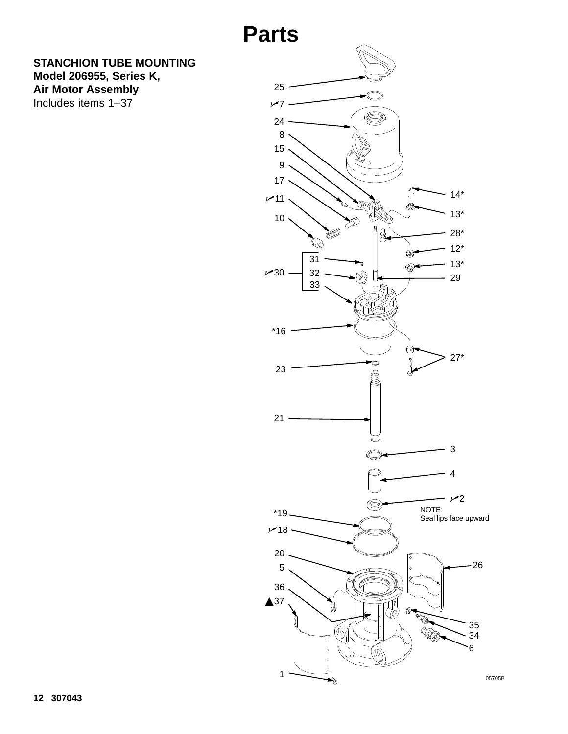# Parts

**STANCHION TUBE MOUNTING**
**Model 206955, Series K,**
**Air Motor Assembly**
Includes items 1–37

25
✓7
24
8
15
9
17
✓11
10
14*
13*
28*
12*
13*
29
31
✓30
32
33
*16
27*
23
21
3
4
✓2
NOTE:
Seal lips face upward
*19
✓18
20
5
36
▲37
26
35
34
6
1
05705B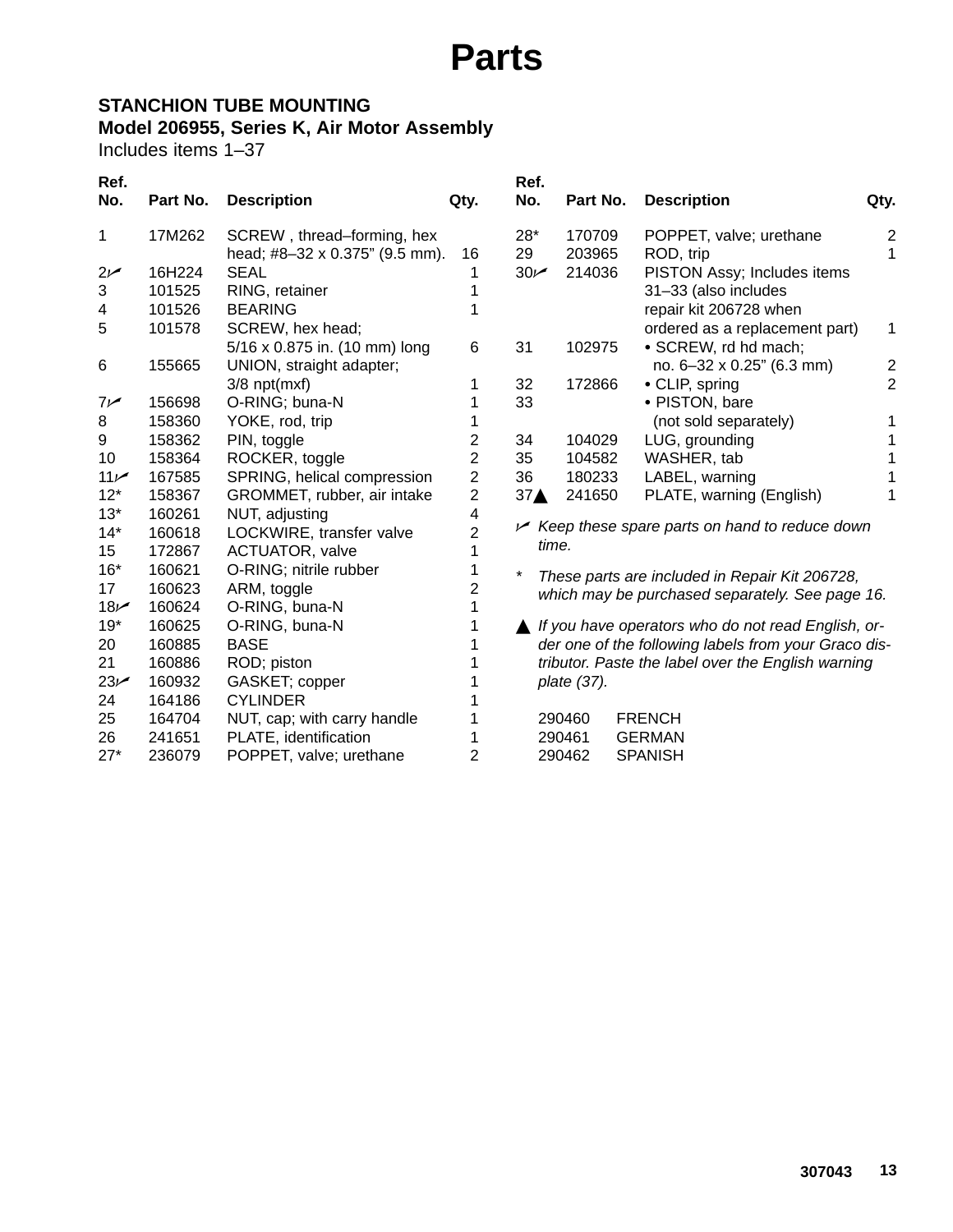# Parts

**STANCHION TUBE MOUNTING**
**Model 206955, Series K, Air Motor Assembly**
Includes items 1–37

| Ref. No. | Part No. | Description | Qty. |
|---|---|---|---|
| 1 | 17M262 | SCREW , thread–forming, hex head; #8–32 x 0.375" (9.5 mm). | 16 |
| 2✓ | 16H224 | SEAL | 1 |
| 3 | 101525 | RING, retainer | 1 |
| 4 | 101526 | BEARING | 1 |
| 5 | 101578 | SCREW, hex head; 5/16 x 0.875 in. (10 mm) long | 6 |
| 6 | 155665 | UNION, straight adapter; 3/8 npt(mxf) | 1 |
| 7✓ | 156698 | O-RING; buna-N | 1 |
| 8 | 158360 | YOKE, rod, trip | 1 |
| 9 | 158362 | PIN, toggle | 2 |
| 10 | 158364 | ROCKER, toggle | 2 |
| 11✓ | 167585 | SPRING, helical compression | 2 |
| 12* | 158367 | GROMMET, rubber, air intake | 2 |
| 13* | 160261 | NUT, adjusting | 4 |
| 14* | 160618 | LOCKWIRE, transfer valve | 2 |
| 15 | 172867 | ACTUATOR, valve | 1 |
| 16* | 160621 | O-RING; nitrile rubber | 1 |
| 17 | 160623 | ARM, toggle | 2 |
| 18✓ | 160624 | O-RING, buna-N | 1 |
| 19* | 160625 | O-RING, buna-N | 1 |
| 20 | 160885 | BASE | 1 |
| 21 | 160886 | ROD; piston | 1 |
| 23✓ | 160932 | GASKET; copper | 1 |
| 24 | 164186 | CYLINDER | 1 |
| 25 | 164704 | NUT, cap; with carry handle | 1 |
| 26 | 241651 | PLATE, identification | 1 |
| 27* | 236079 | POPPET, valve; urethane | 2 |
| 28* | 170709 | POPPET, valve; urethane | 2 |
| 29 | 203965 | ROD, trip | 1 |
| 30✓ | 214036 | PISTON Assy; Includes items 31–33 (also includes repair kit 206728 when ordered as a replacement part) | 1 |
| 31 | 102975 | • SCREW, rd hd mach; no. 6–32 x 0.25" (6.3 mm) | 2 |
| 32 | 172866 | • CLIP, spring | 2 |
| 33 | | • PISTON, bare (not sold separately) | 1 |
| 34 | 104029 | LUG, grounding | 1 |
| 35 | 104582 | WASHER, tab | 1 |
| 36 | 180233 | LABEL, warning | 1 |
| 37▲ | 241650 | PLATE, warning (English) | 1 |

✓ *Keep these spare parts on hand to reduce down time.*

\* *These parts are included in Repair Kit 206728, which may be purchased separately. See page 16.*

▲ *If you have operators who do not read English, order one of the following labels from your Graco distributor. Paste the label over the English warning plate (37).*

| | |
|---|---|
| 290460 | FRENCH |
| 290461 | GERMAN |
| 290462 | SPANISH |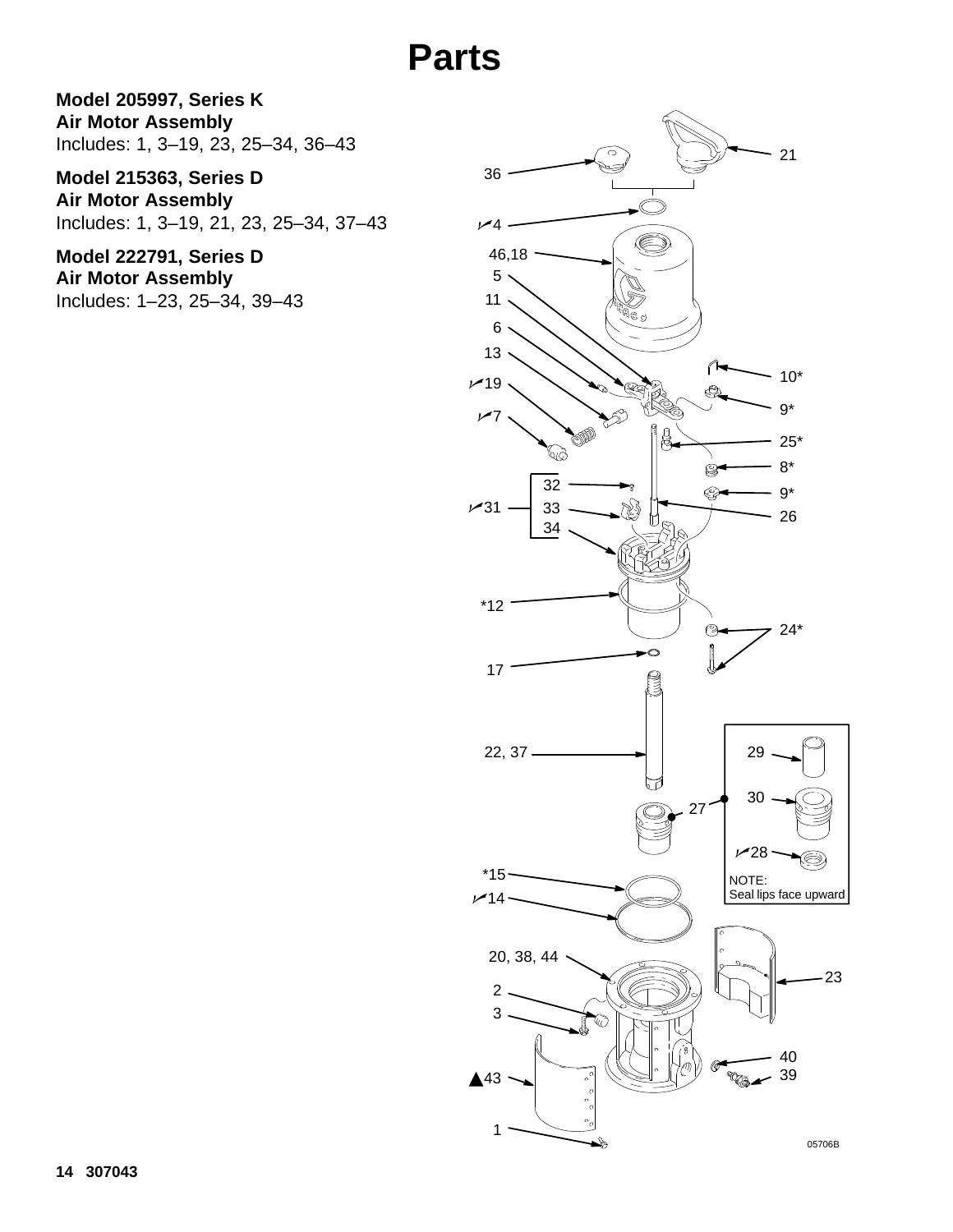# Parts

**Model 205997, Series K**
**Air Motor Assembly**
Includes: 1, 3–19, 23, 25–34, 36–43

**Model 215363, Series D**
**Air Motor Assembly**
Includes: 1, 3–19, 21, 23, 25–34, 37–43

**Model 222791, Series D**
**Air Motor Assembly**
Includes: 1–23, 25–34, 39–43

21
36
4
46,18
5
11
6
13
10*
19
9*
7
25*
8*
32
9*
31
33
26
34
*12
24*
17
22, 37
29
30
27
28
NOTE:
Seal lips face upward
*15
14
20, 38, 44
23
2
3
40
39
▲43
1
05706B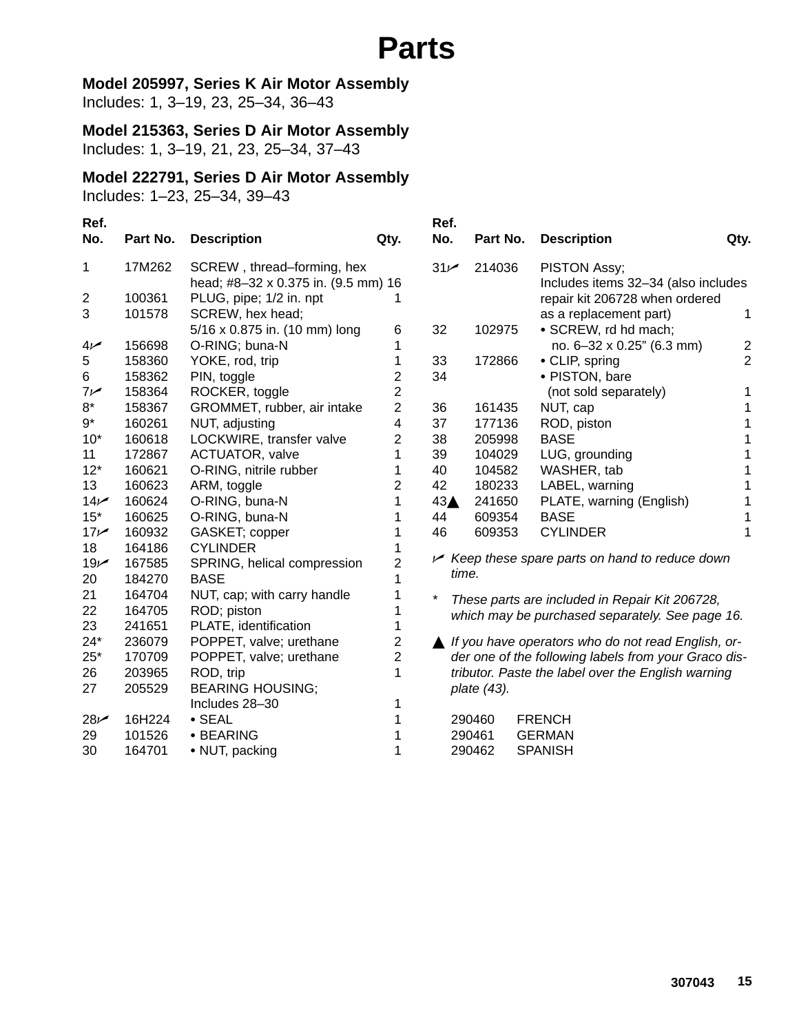# Parts

**Model 205997, Series K Air Motor Assembly**
Includes: 1, 3–19, 23, 25–34, 36–43

**Model 215363, Series D Air Motor Assembly**
Includes: 1, 3–19, 21, 23, 25–34, 37–43

**Model 222791, Series D Air Motor Assembly**
Includes: 1–23, 25–34, 39–43

| Ref. No. | Part No. | Description | Qty. |
|---|---|---|---|
| 1 | 17M262 | SCREW , thread–forming, hex head; #8–32 x 0.375 in. (9.5 mm) | 16 |
| 2 | 100361 | PLUG, pipe; 1/2 in. npt | 1 |
| 3 | 101578 | SCREW, hex head; 5/16 x 0.875 in. (10 mm) long | 6 |
| 4✓ | 156698 | O-RING; buna-N | 1 |
| 5 | 158360 | YOKE, rod, trip | 1 |
| 6 | 158362 | PIN, toggle | 2 |
| 7✓ | 158364 | ROCKER, toggle | 2 |
| 8* | 158367 | GROMMET, rubber, air intake | 2 |
| 9* | 160261 | NUT, adjusting | 4 |
| 10* | 160618 | LOCKWIRE, transfer valve | 2 |
| 11 | 172867 | ACTUATOR, valve | 1 |
| 12* | 160621 | O-RING, nitrile rubber | 1 |
| 13 | 160623 | ARM, toggle | 2 |
| 14✓ | 160624 | O-RING, buna-N | 1 |
| 15* | 160625 | O-RING, buna-N | 1 |
| 17✓ | 160932 | GASKET; copper | 1 |
| 18 | 164186 | CYLINDER | 1 |
| 19✓ | 167585 | SPRING, helical compression | 2 |
| 20 | 184270 | BASE | 1 |
| 21 | 164704 | NUT, cap; with carry handle | 1 |
| 22 | 164705 | ROD; piston | 1 |
| 23 | 241651 | PLATE, identification | 1 |
| 24* | 236079 | POPPET, valve; urethane | 2 |
| 25* | 170709 | POPPET, valve; urethane | 2 |
| 26 | 203965 | ROD, trip | 1 |
| 27 | 205529 | BEARING HOUSING; Includes 28–30 | 1 |
| 28✓ | 16H224 | • SEAL | 1 |
| 29 | 101526 | • BEARING | 1 |
| 30 | 164701 | • NUT, packing | 1 |
| 31✓ | 214036 | PISTON Assy; Includes items 32–34 (also includes repair kit 206728 when ordered as a replacement part) | 1 |
| 32 | 102975 | • SCREW, rd hd mach; no. 6–32 x 0.25" (6.3 mm) | 2 |
| 33 | 172866 | • CLIP, spring | 2 |
| 34 | | • PISTON, bare (not sold separately) | 1 |
| 36 | 161435 | NUT, cap | 1 |
| 37 | 177136 | ROD, piston | 1 |
| 38 | 205998 | BASE | 1 |
| 39 | 104029 | LUG, grounding | 1 |
| 40 | 104582 | WASHER, tab | 1 |
| 42 | 180233 | LABEL, warning | 1 |
| 43▲ | 241650 | PLATE, warning (English) | 1 |
| 44 | 609354 | BASE | 1 |
| 46 | 609353 | CYLINDER | 1 |

✓ *Keep these spare parts on hand to reduce down time.*

\* *These parts are included in Repair Kit 206728, which may be purchased separately. See page 16.*

▲ *If you have operators who do not read English, order one of the following labels from your Graco distributor. Paste the label over the English warning plate (43).*

| | |
|---|---|
| 290460 | FRENCH |
| 290461 | GERMAN |
| 290462 | SPANISH |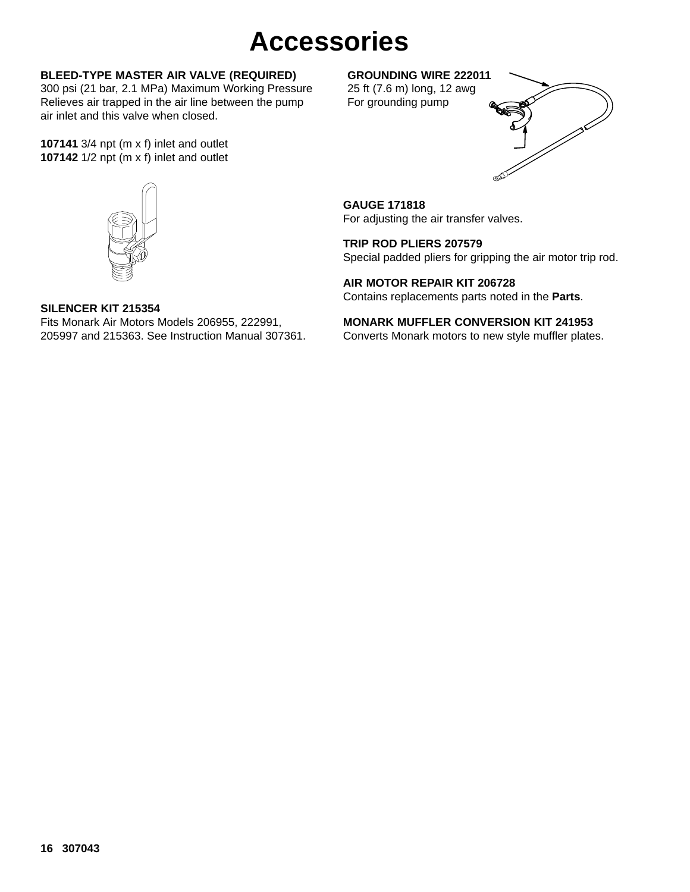# Accessories

**BLEED-TYPE MASTER AIR VALVE (REQUIRED)**
300 psi (21 bar, 2.1 MPa) Maximum Working Pressure
Relieves air trapped in the air line between the pump air inlet and this valve when closed.

**107141** 3/4 npt (m x f) inlet and outlet
**107142** 1/2 npt (m x f) inlet and outlet

**SILENCER KIT 215354**
Fits Monark Air Motors Models 206955, 222991, 205997 and 215363. See Instruction Manual 307361.

**GROUNDING WIRE 222011**
25 ft (7.6 m) long, 12 awg
For grounding pump

**GAUGE 171818**
For adjusting the air transfer valves.

**TRIP ROD PLIERS 207579**
Special padded pliers for gripping the air motor trip rod.

**AIR MOTOR REPAIR KIT 206728**
Contains replacements parts noted in the **Parts**.

**MONARK MUFFLER CONVERSION KIT 241953**
Converts Monark motors to new style muffler plates.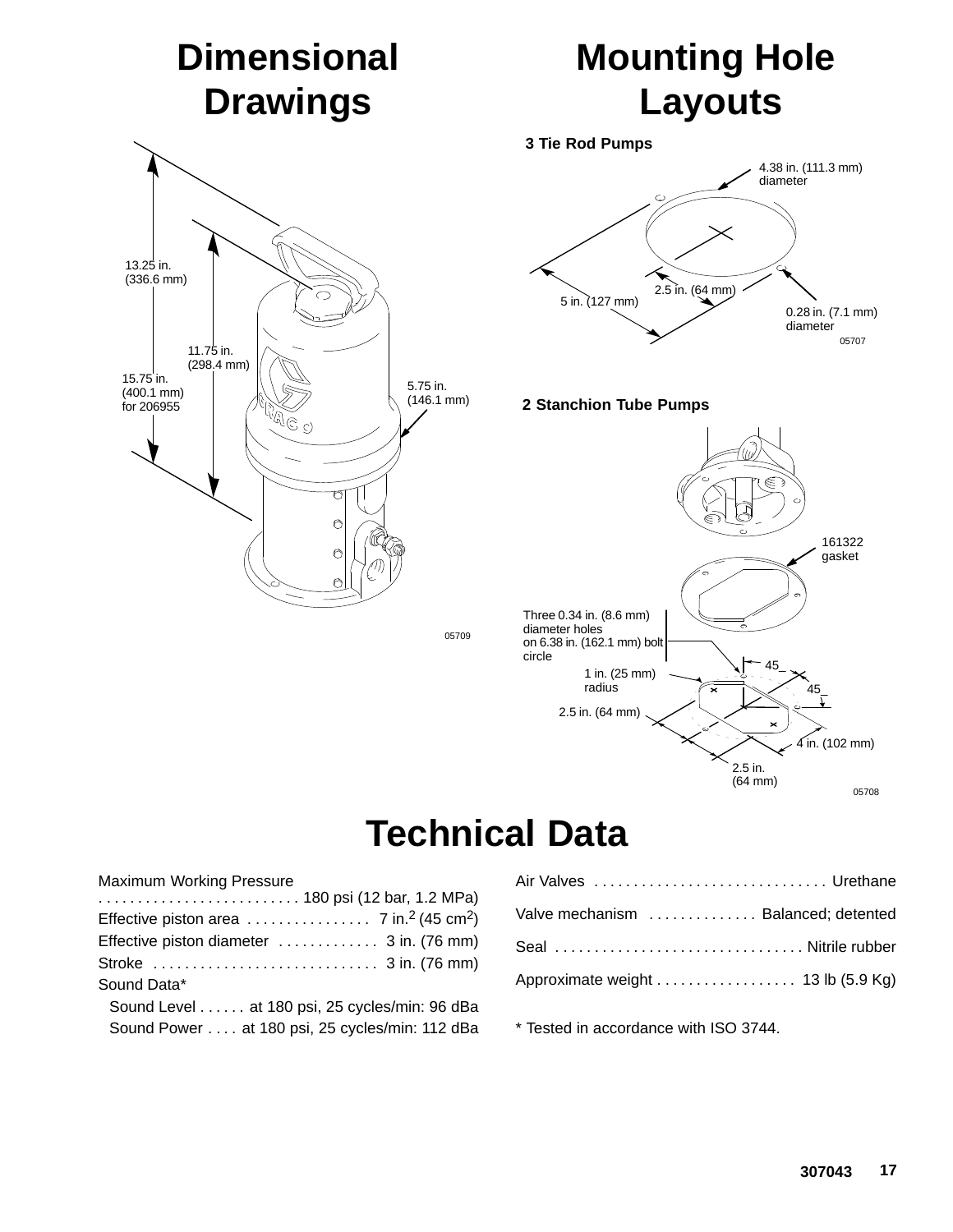# Dimensional Drawings

13.25 in.
(336.6 mm)

11.75 in.
(298.4 mm)

15.75 in.
(400.1 mm)
for 206955

5.75 in.
(146.1 mm)

05709

# Mounting Hole Layouts

**3 Tie Rod Pumps**

4.38 in. (111.3 mm)
diameter

2.5 in. (64 mm)

5 in. (127 mm)

0.28 in. (7.1 mm)
diameter

05707

**2 Stanchion Tube Pumps**

161322
gasket

Three 0.34 in. (8.6 mm)
diameter holes
on 6.38 in. (162.1 mm) bolt
circle

1 in. (25 mm)
radius

45_

45_

2.5 in. (64 mm)

4 in. (102 mm)

2.5 in.
(64 mm)

05708

# Technical Data

Maximum Working Pressure
. . . . . . . . . . . . . . . . . . . . . . . . . 180 psi (12 bar, 1.2 MPa)

Effective piston area . . . . . . . . . . . . . . . 7 in.$^2$ (45 cm$^2$)

Effective piston diameter . . . . . . . . . . . . 3 in. (76 mm)

Stroke . . . . . . . . . . . . . . . . . . . . . . . . . . . . 3 in. (76 mm)

Sound Data*

Sound Level . . . . . . at 180 psi, 25 cycles/min: 96 dBa

Sound Power . . . . at 180 psi, 25 cycles/min: 112 dBa

Air Valves . . . . . . . . . . . . . . . . . . . . . . . . . . . . . . Urethane

Valve mechanism . . . . . . . . . . . . . . Balanced; detented

Seal . . . . . . . . . . . . . . . . . . . . . . . . . . . . . . . . Nitrile rubber

Approximate weight . . . . . . . . . . . . . . . . . . 13 lb (5.9 Kg)

* Tested in accordance with ISO 3744.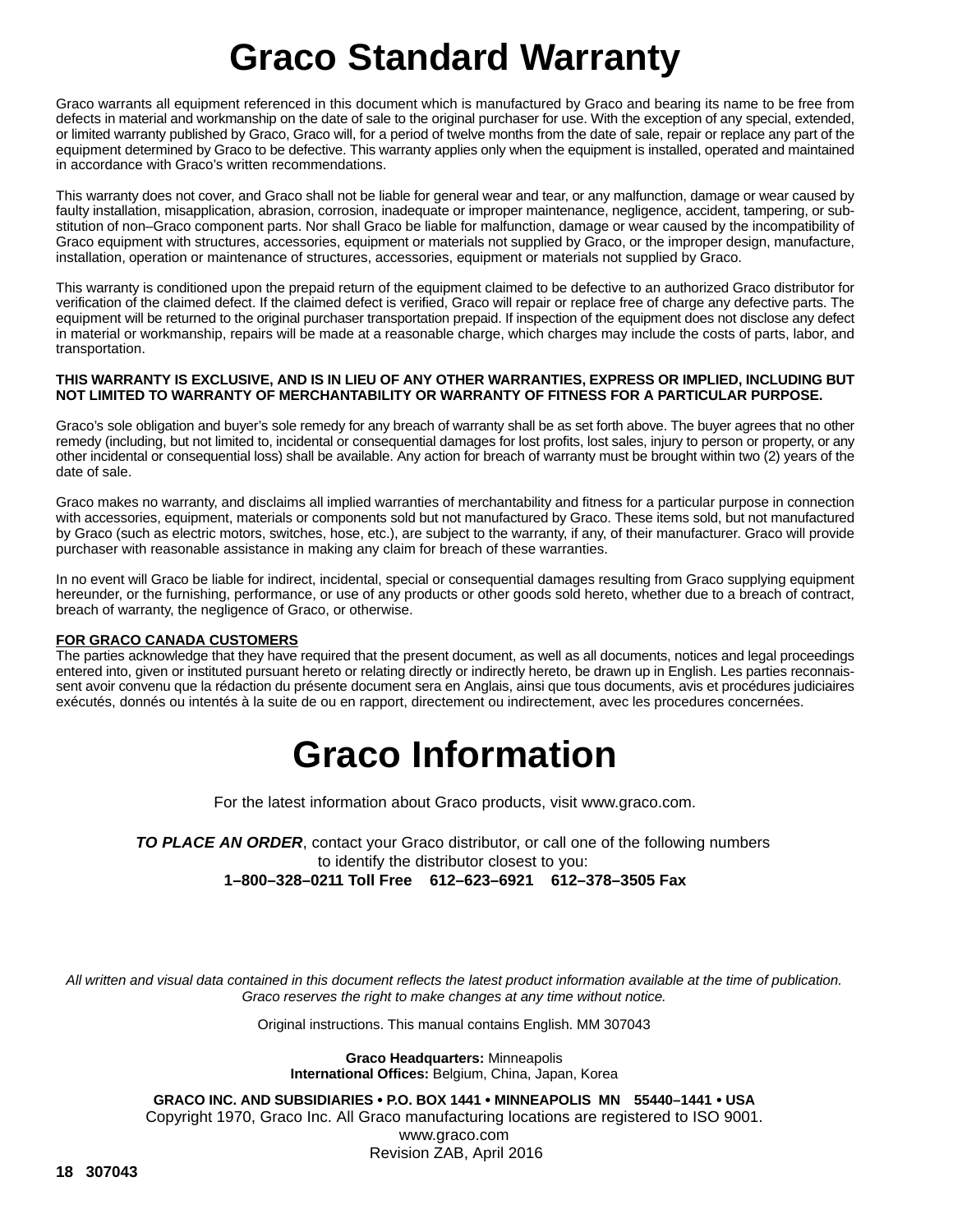# Graco Standard Warranty

Graco warrants all equipment referenced in this document which is manufactured by Graco and bearing its name to be free from defects in material and workmanship on the date of sale to the original purchaser for use. With the exception of any special, extended, or limited warranty published by Graco, Graco will, for a period of twelve months from the date of sale, repair or replace any part of the equipment determined by Graco to be defective. This warranty applies only when the equipment is installed, operated and maintained in accordance with Graco's written recommendations.

This warranty does not cover, and Graco shall not be liable for general wear and tear, or any malfunction, damage or wear caused by faulty installation, misapplication, abrasion, corrosion, inadequate or improper maintenance, negligence, accident, tampering, or substitution of non–Graco component parts. Nor shall Graco be liable for malfunction, damage or wear caused by the incompatibility of Graco equipment with structures, accessories, equipment or materials not supplied by Graco, or the improper design, manufacture, installation, operation or maintenance of structures, accessories, equipment or materials not supplied by Graco.

This warranty is conditioned upon the prepaid return of the equipment claimed to be defective to an authorized Graco distributor for verification of the claimed defect. If the claimed defect is verified, Graco will repair or replace free of charge any defective parts. The equipment will be returned to the original purchaser transportation prepaid. If inspection of the equipment does not disclose any defect in material or workmanship, repairs will be made at a reasonable charge, which charges may include the costs of parts, labor, and transportation.

**THIS WARRANTY IS EXCLUSIVE, AND IS IN LIEU OF ANY OTHER WARRANTIES, EXPRESS OR IMPLIED, INCLUDING BUT NOT LIMITED TO WARRANTY OF MERCHANTABILITY OR WARRANTY OF FITNESS FOR A PARTICULAR PURPOSE.**

Graco's sole obligation and buyer's sole remedy for any breach of warranty shall be as set forth above. The buyer agrees that no other remedy (including, but not limited to, incidental or consequential damages for lost profits, lost sales, injury to person or property, or any other incidental or consequential loss) shall be available. Any action for breach of warranty must be brought within two (2) years of the date of sale.

Graco makes no warranty, and disclaims all implied warranties of merchantability and fitness for a particular purpose in connection with accessories, equipment, materials or components sold but not manufactured by Graco. These items sold, but not manufactured by Graco (such as electric motors, switches, hose, etc.), are subject to the warranty, if any, of their manufacturer. Graco will provide purchaser with reasonable assistance in making any claim for breach of these warranties.

In no event will Graco be liable for indirect, incidental, special or consequential damages resulting from Graco supplying equipment hereunder, or the furnishing, performance, or use of any products or other goods sold hereto, whether due to a breach of contract, breach of warranty, the negligence of Graco, or otherwise.

**FOR GRACO CANADA CUSTOMERS**

The parties acknowledge that they have required that the present document, as well as all documents, notices and legal proceedings entered into, given or instituted pursuant hereto or relating directly or indirectly hereto, be drawn up in English. Les parties reconnaissent avoir convenu que la rédaction du présente document sera en Anglais, ainsi que tous documents, avis et procédures judiciaires exécutés, donnés ou intentés à la suite de ou en rapport, directement ou indirectement, avec les procedures concernées.

# Graco Information

For the latest information about Graco products, visit www.graco.com.

***TO PLACE AN ORDER***, contact your Graco distributor, or call one of the following numbers to identify the distributor closest to you:

**1–800–328–0211 Toll Free 612–623–6921 612–378–3505 Fax**

*All written and visual data contained in this document reflects the latest product information available at the time of publication. Graco reserves the right to make changes at any time without notice.*

Original instructions. This manual contains English. MM 307043

**Graco Headquarters:** Minneapolis
**International Offices:** Belgium, China, Japan, Korea

**GRACO INC. AND SUBSIDIARIES • P.O. BOX 1441 • MINNEAPOLIS MN 55440–1441 • USA**
Copyright 1970, Graco Inc. All Graco manufacturing locations are registered to ISO 9001.
www.graco.com
Revision ZAB, April 2016